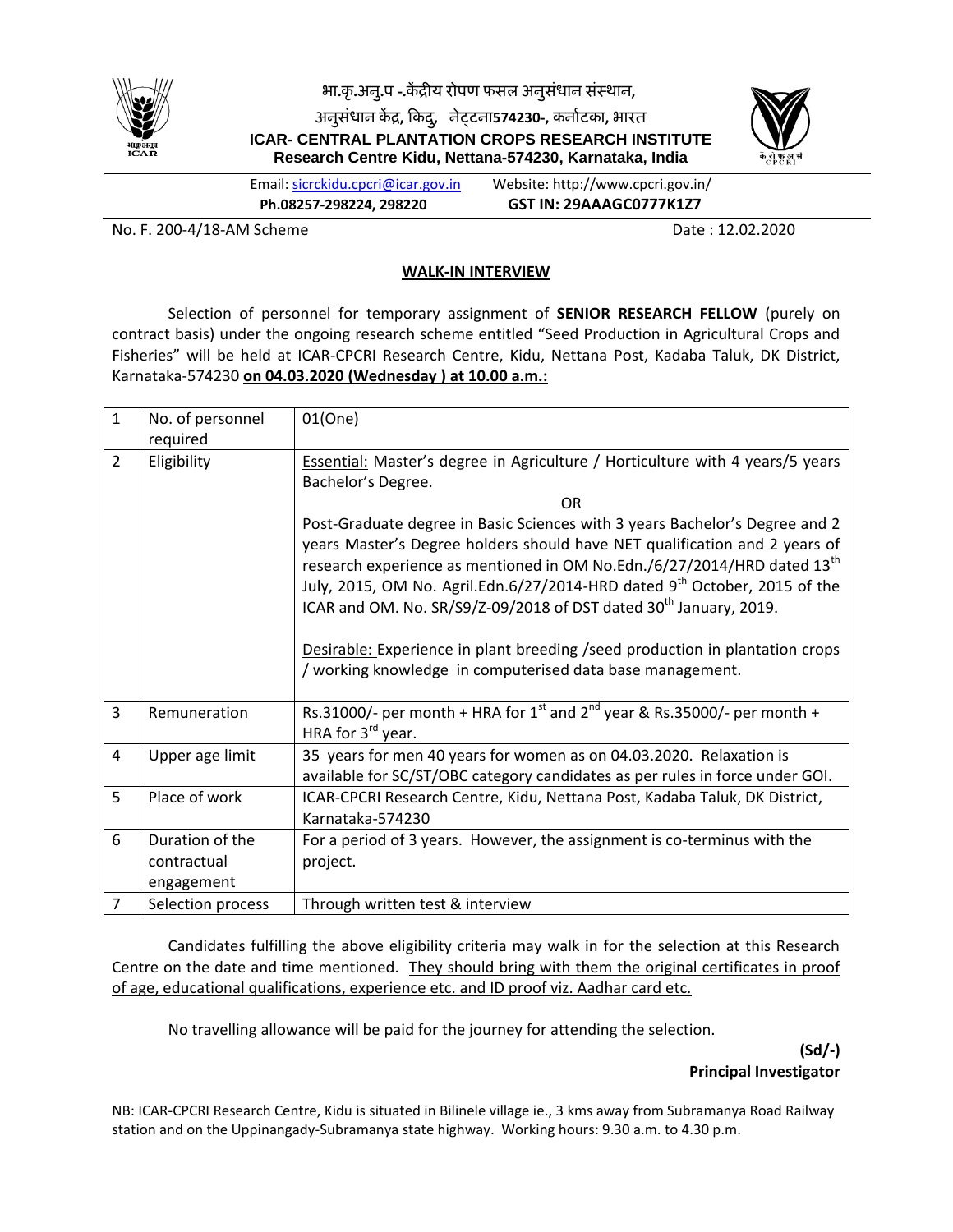भा.कृ.अनु.प -.केंद्रीय रोपण फसल अनुसंधान संस्थान,

अनुसंधान केंद्र, किदु, नेट्टना574230-, कर्नाटका, भारत

**ICAR- CENTRAL PLANTATION CROPS RESEARCH INSTITUTE**

**Research Centre Kidu, Nettana-574230, Karnataka, India**

Email: sicrckidu.cpcri@icar.gov.in Website: http://www.cpcri.gov.in/

**Ph.08257-298224, 298220** **GST IN: 29AAAGC0777K1Z7**

No. F. 200-4/18-AM Scheme Date : 12.02.2020

## WALK-IN INTERVIEW

Selection of personnel for temporary assignment of **SENIOR RESEARCH FELLOW** (purely on contract basis) under the ongoing research scheme entitled "Seed Production in Agricultural Crops and Fisheries" will be held at ICAR-CPCRI Research Centre, Kidu, Nettana Post, Kadaba Taluk, DK District, Karnataka-574230 **on 04.03.2020 (Wednesday ) at 10.00 a.m.:**

| | | |
|---|---|---|
| 1 | No. of personnel required | 01(One) |
| 2 | Eligibility | Essential: Master's degree in Agriculture / Horticulture with 4 years/5 years Bachelor's Degree.<br>OR<br>Post-Graduate degree in Basic Sciences with 3 years Bachelor's Degree and 2 years Master's Degree holders should have NET qualification and 2 years of research experience as mentioned in OM No.Edn./6/27/2014/HRD dated 13th July, 2015, OM No. Agril.Edn.6/27/2014-HRD dated 9th October, 2015 of the ICAR and OM. No. SR/S9/Z-09/2018 of DST dated 30th January, 2019.<br><br>Desirable: Experience in plant breeding /seed production in plantation crops / working knowledge in computerised data base management. |
| 3 | Remuneration | Rs.31000/- per month + HRA for 1st and 2nd year & Rs.35000/- per month + HRA for 3rd year. |
| 4 | Upper age limit | 35 years for men 40 years for women as on 04.03.2020. Relaxation is available for SC/ST/OBC category candidates as per rules in force under GOI. |
| 5 | Place of work | ICAR-CPCRI Research Centre, Kidu, Nettana Post, Kadaba Taluk, DK District, Karnataka-574230 |
| 6 | Duration of the contractual engagement | For a period of 3 years. However, the assignment is co-terminus with the project. |
| 7 | Selection process | Through written test & interview |

Candidates fulfilling the above eligibility criteria may walk in for the selection at this Research Centre on the date and time mentioned. They should bring with them the original certificates in proof of age, educational qualifications, experience etc. and ID proof viz. Aadhar card etc.

No travelling allowance will be paid for the journey for attending the selection.

**(Sd/-)**
**Principal Investigator**

NB: ICAR-CPCRI Research Centre, Kidu is situated in Bilinele village ie., 3 kms away from Subramanya Road Railway station and on the Uppinangady-Subramanya state highway. Working hours: 9.30 a.m. to 4.30 p.m.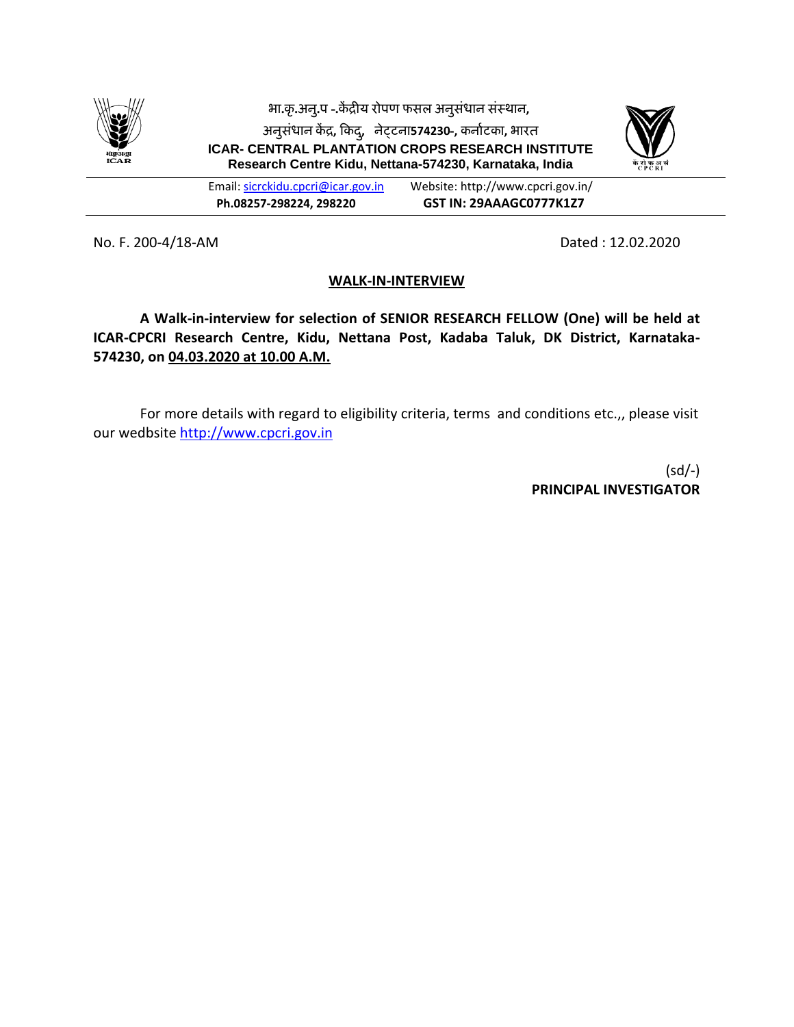भा.कृ.अनु.प -.केंद्रीय रोपण फसल अनुसंधान संस्थान,

अनुसंधान केंद्र, किदु, नेट्टना574230-, कर्नाटका, भारत

**ICAR- CENTRAL PLANTATION CROPS RESEARCH INSTITUTE**

**Research Centre Kidu, Nettana-574230, Karnataka, India**

Email: sicrckidu.cpcri@icar.gov.in Website: http://www.cpcri.gov.in/

**Ph.08257-298224, 298220** **GST IN: 29AAAGC0777K1Z7**

No. F. 200-4/18-AM Dated : 12.02.2020

## WALK-IN-INTERVIEW

**A Walk-in-interview for selection of SENIOR RESEARCH FELLOW (One) will be held at ICAR-CPCRI Research Centre, Kidu, Nettana Post, Kadaba Taluk, DK District, Karnataka-574230, on 04.03.2020 at 10.00 A.M.**

For more details with regard to eligibility criteria, terms and conditions etc.,, please visit our wedbsite http://www.cpcri.gov.in

(sd/-)

**PRINCIPAL INVESTIGATOR**